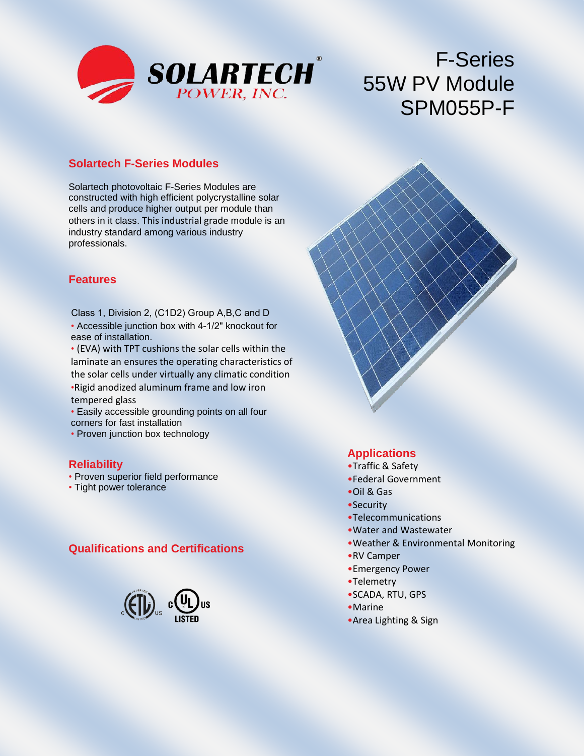SOLARTECH® POWER, INC.

# F-Series 55W PV Module SPM055P-F

## Solartech F-Series Modules

Solartech photovoltaic F-Series Modules are constructed with high efficient polycrystalline solar cells and produce higher output per module than others in it class. This industrial grade module is an industry standard among various industry professionals.

## Features

Class 1, Division 2, (C1D2) Group A,B,C and D

- Accessible junction box with 4-1/2" knockout for ease of installation.
- (EVA) with TPT cushions the solar cells within the laminate an ensures the operating characteristics of the solar cells under virtually any climatic condition
- Rigid anodized aluminum frame and low iron tempered glass
- Easily accessible grounding points on all four corners for fast installation
- Proven junction box technology

## Reliability

- Proven superior field performance
- Tight power tolerance

## Qualifications and Certifications

ETL c US LISTED, c UL US LISTED

## Applications

- Traffic & Safety
- Federal Government
- Oil & Gas
- Security
- Telecommunications
- Water and Wastewater
- Weather & Environmental Monitoring
- RV Camper
- Emergency Power
- Telemetry
- SCADA, RTU, GPS
- Marine
- Area Lighting & Sign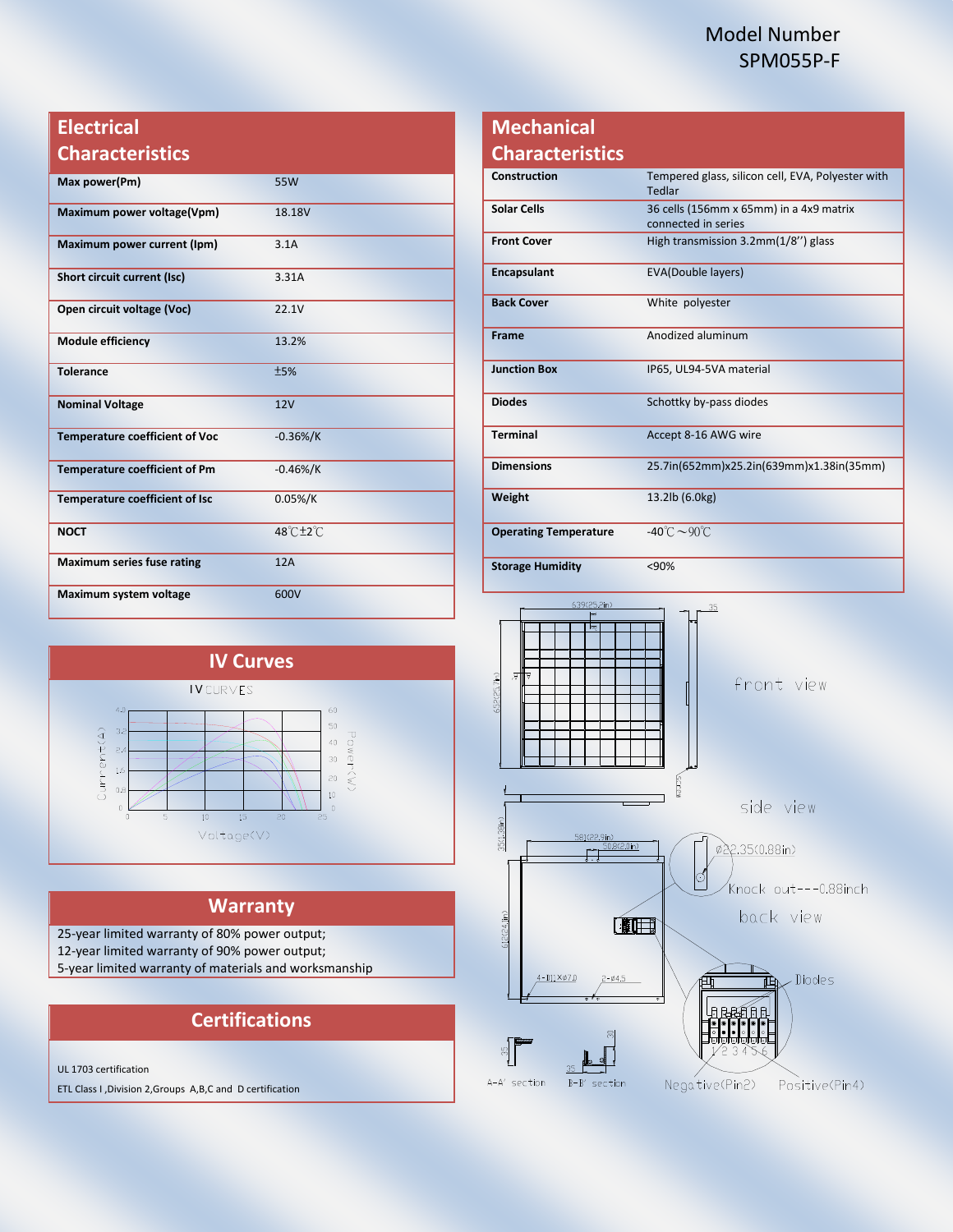Model Number
SPM055P-F

## Electrical Characteristics

| | |
|---|---|
| **Max power(Pm)** | 55W |
| **Maximum power voltage(Vpm)** | 18.18V |
| **Maximum power current (Ipm)** | 3.1A |
| **Short circuit current (Isc)** | 3.31A |
| **Open circuit voltage (Voc)** | 22.1V |
| **Module efficiency** | 13.2% |
| **Tolerance** | ±5% |
| **Nominal Voltage** | 12V |
| **Temperature coefficient of Voc** | -0.36%/K |
| **Temperature coefficient of Pm** | -0.46%/K |
| **Temperature coefficient of Isc** | 0.05%/K |
| **NOCT** | 48℃±2℃ |
| **Maximum series fuse rating** | 12A |
| **Maximum system voltage** | 600V |

## IV Curves

IV CURVES

Current(A)

4.0
3.2
2.4
1.6
0.8
0

0 5 10 15 20 25

Voltage(V)

Power(W)

60
50
40
30
20
10
0

## Warranty

25-year limited warranty of 80% power output;
12-year limited warranty of 90% power output;
5-year limited warranty of materials and worksmanship

## Certifications

UL 1703 certification

ETL Class I ,Division 2,Groups A,B,C and D certification

## Mechanical Characteristics

| | |
|---|---|
| **Construction** | Tempered glass, silicon cell, EVA, Polyester with Tedlar |
| **Solar Cells** | 36 cells (156mm x 65mm) in a 4x9 matrix connected in series |
| **Front Cover** | High transmission 3.2mm(1/8'') glass |
| **Encapsulant** | EVA(Double layers) |
| **Back Cover** | White polyester |
| **Frame** | Anodized aluminum |
| **Junction Box** | IP65, UL94-5VA material |
| **Diodes** | Schottky by-pass diodes |
| **Terminal** | Accept 8-16 AWG wire |
| **Dimensions** | 25.7in(652mm)x25.2in(639mm)x1.38in(35mm) |
| **Weight** | 13.2lb (6.0kg) |
| **Operating Temperature** | -40℃～90℃ |
| **Storage Humidity** | <90% |

639(25.2in)

35

652(25.7in)

front view

side view

35(1.38in)

581(22.9in)

50.8(2.0in)

Ø22.35(0.88in)

Knock out---0.88inch

back view

612(24.1in)

4-⌷ X Ø7.0

2-Ø4.5

Diodes

1 2 3 4 5 6

A-A' section

B-B' section

Negative(Pin2)

Positive(Pin4)